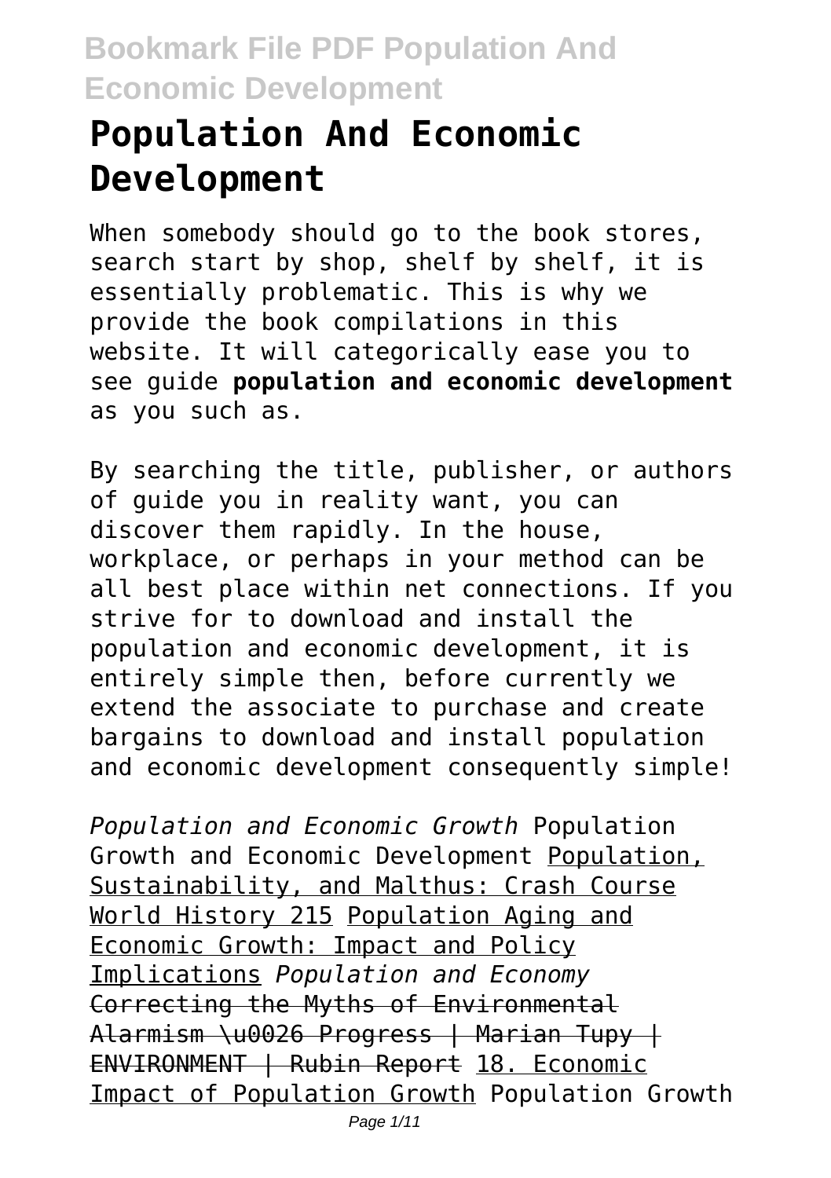# Population And Economic Development

When somebody should go to the book stores, search start by shop, shelf by shelf, it is essentially problematic. This is why we provide the book compilations in this website. It will categorically ease you to see guide **population and economic development** as you such as.

By searching the title, publisher, or authors of guide you in reality want, you can discover them rapidly. In the house, workplace, or perhaps in your method can be all best place within net connections. If you strive for to download and install the population and economic development, it is entirely simple then, before currently we extend the associate to purchase and create bargains to download and install population and economic development consequently simple!

*Population and Economic Growth* Population Growth and Economic Development Population, Sustainability, and Malthus: Crash Course World History 215 Population Aging and Economic Growth: Impact and Policy Implications *Population and Economy* Correcting the Myths of Environmental Alarmism \u0026 Progress | Marian Tupy | ENVIRONMENT | Rubin Report 18. Economic Impact of Population Growth Population Growth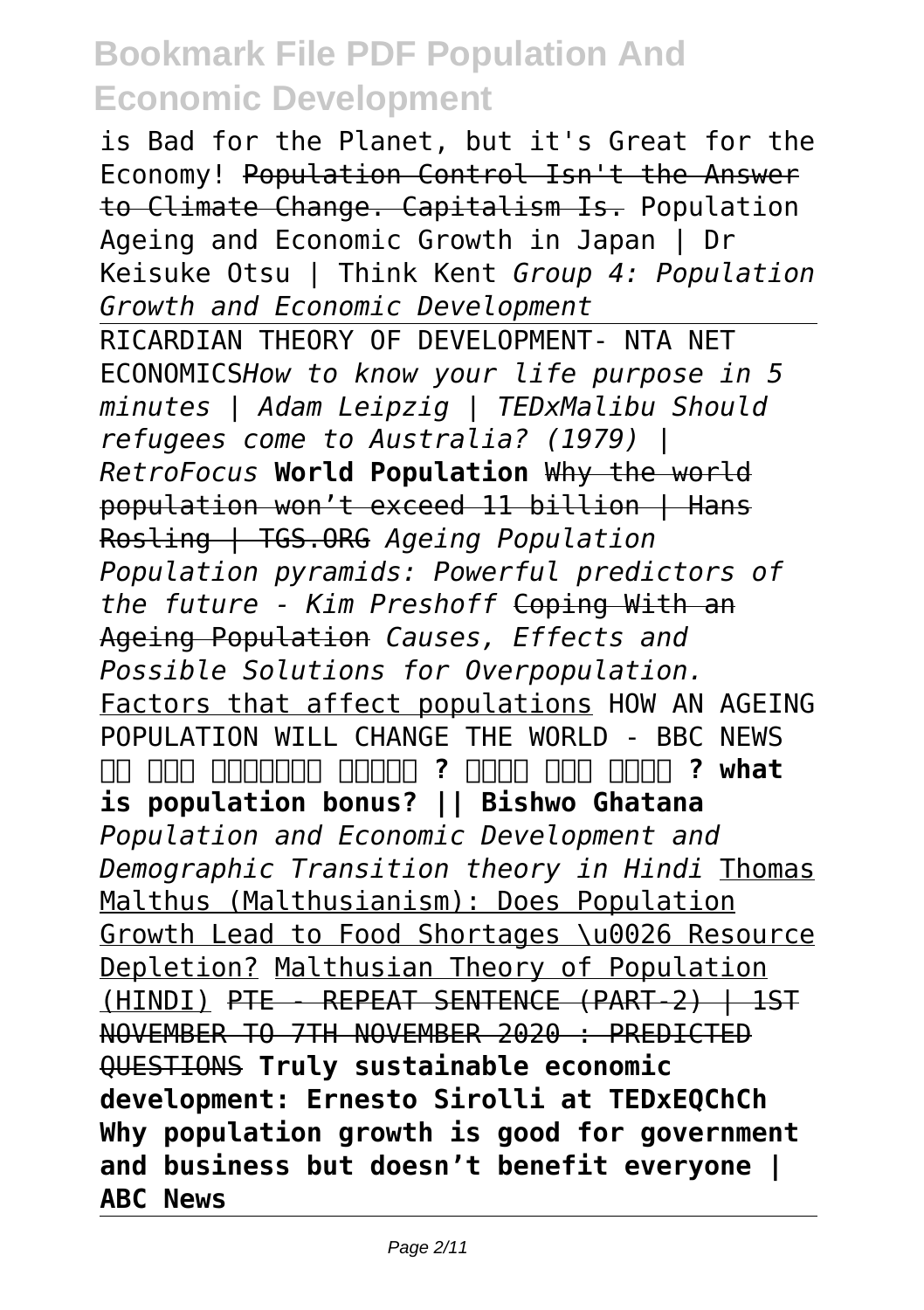is Bad for the Planet, but it's Great for the Economy! ~~Population Control Isn't the Answer to Climate Change. Capitalism Is.~~ Population Ageing and Economic Growth in Japan | Dr Keisuke Otsu | Think Kent *Group 4: Population Growth and Economic Development*

---

RICARDIAN THEORY OF DEVELOPMENT- NTA NET ECONOMICS*How to know your life purpose in 5 minutes | Adam Leipzig | TEDxMalibu Should refugees come to Australia? (1979) | RetroFocus* **World Population** ~~Why the world population won't exceed 11 billion | Hans Rosling | TGS.ORG~~ *Ageing Population Population pyramids: Powerful predictors of the future - Kim Preshoff* ~~Coping With an Ageing Population~~ *Causes, Effects and Possible Solutions for Overpopulation.* Factors that affect populations HOW AN AGEING POPULATION WILL CHANGE THE WORLD - BBC NEWS **□□ □□□ □□□□□□□ □□□□□ ? □□□□ □□□ □□□□ ? what is population bonus? || Bishwo Ghatana** *Population and Economic Development and Demographic Transition theory in Hindi* Thomas Malthus (Malthusianism): Does Population Growth Lead to Food Shortages \u0026 Resource Depletion? Malthusian Theory of Population (HINDI) ~~PTE - REPEAT SENTENCE (PART-2) | 1ST NOVEMBER TO 7TH NOVEMBER 2020 : PREDICTED QUESTIONS~~ **Truly sustainable economic development: Ernesto Sirolli at TEDxEQChCh Why population growth is good for government and business but doesn't benefit everyone | ABC News**

---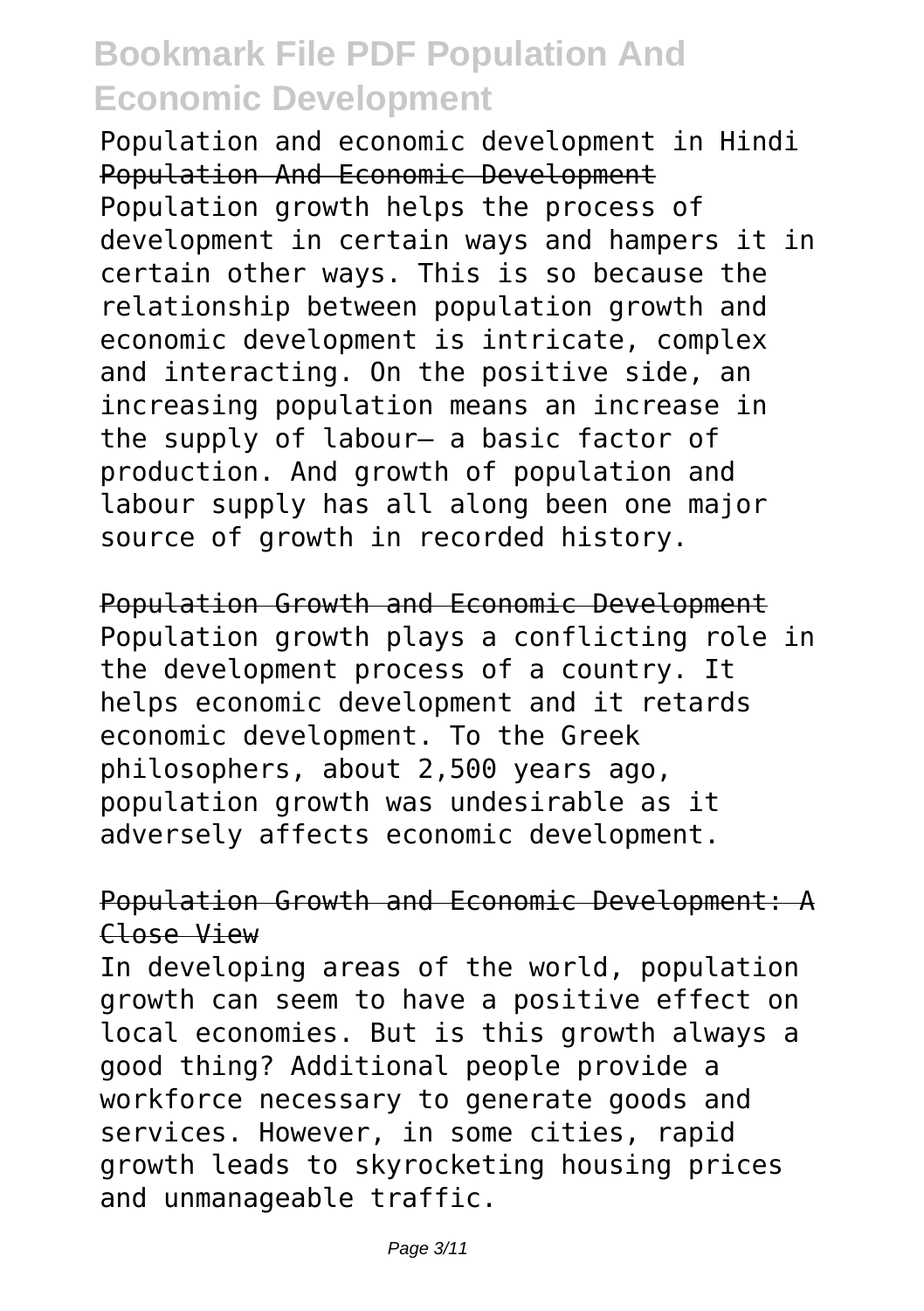Population and economic development in Hindi

## Population And Economic Development

Population growth helps the process of development in certain ways and hampers it in certain other ways. This is so because the relationship between population growth and economic development is intricate, complex and interacting. On the positive side, an increasing population means an increase in the supply of labour— a basic factor of production. And growth of population and labour supply has all along been one major source of growth in recorded history.

## Population Growth and Economic Development

Population growth plays a conflicting role in the development process of a country. It helps economic development and it retards economic development. To the Greek philosophers, about 2,500 years ago, population growth was undesirable as it adversely affects economic development.

## Population Growth and Economic Development: A Close View

In developing areas of the world, population growth can seem to have a positive effect on local economies. But is this growth always a good thing? Additional people provide a workforce necessary to generate goods and services. However, in some cities, rapid growth leads to skyrocketing housing prices and unmanageable traffic.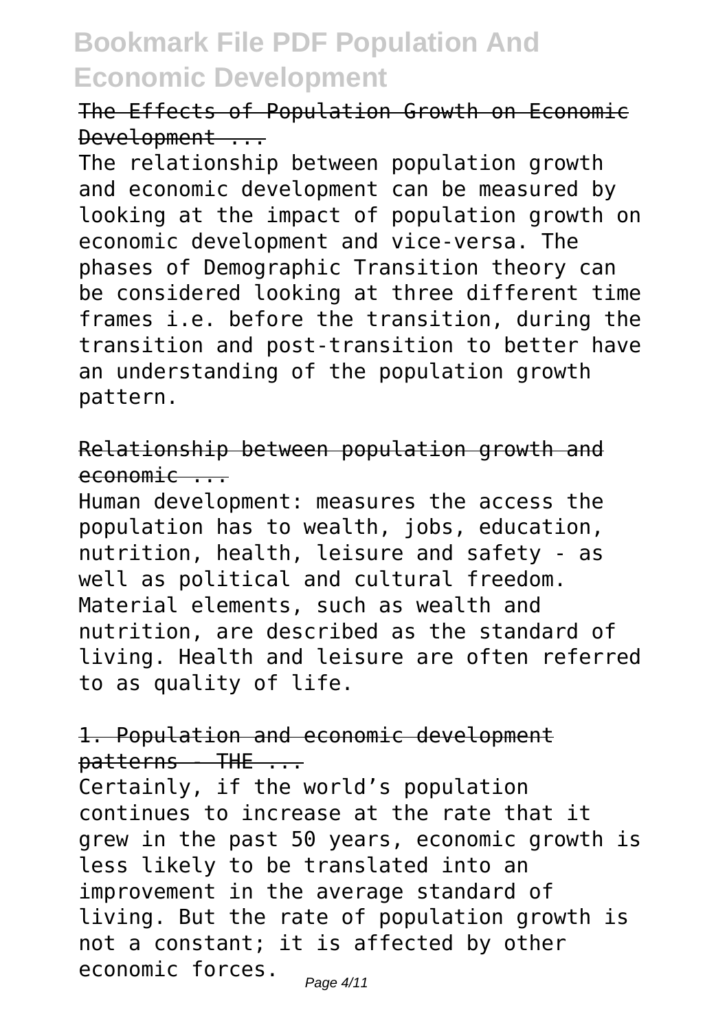The Effects of Population Growth on Economic Development ...

The relationship between population growth and economic development can be measured by looking at the impact of population growth on economic development and vice-versa. The phases of Demographic Transition theory can be considered looking at three different time frames i.e. before the transition, during the transition and post-transition to better have an understanding of the population growth pattern.

Relationship between population growth and economic ...

Human development: measures the access the population has to wealth, jobs, education, nutrition, health, leisure and safety - as well as political and cultural freedom. Material elements, such as wealth and nutrition, are described as the standard of living. Health and leisure are often referred to as quality of life.

1. Population and economic development patterns - THE ...

Certainly, if the world's population continues to increase at the rate that it grew in the past 50 years, economic growth is less likely to be translated into an improvement in the average standard of living. But the rate of population growth is not a constant; it is affected by other economic forces.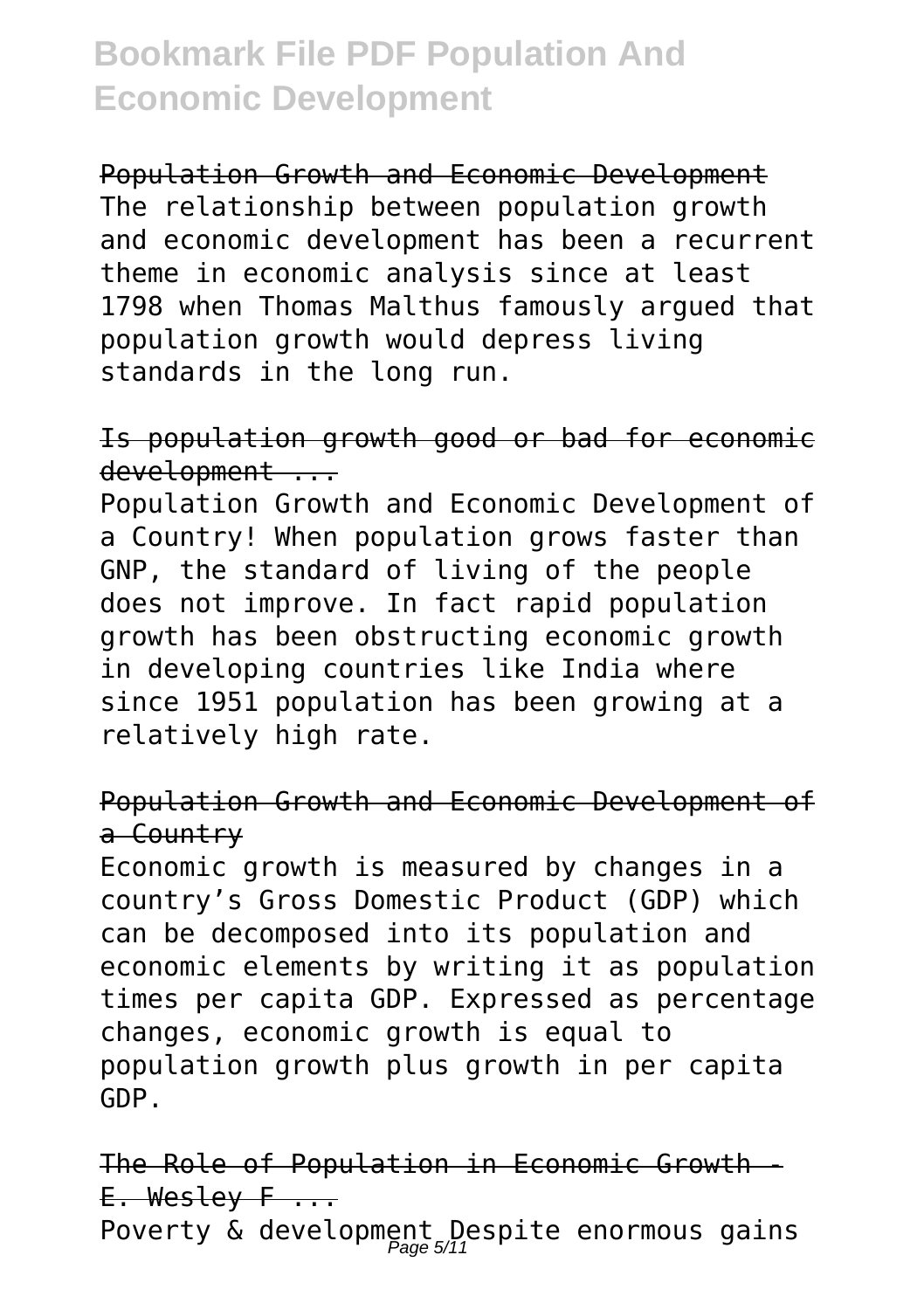Population Growth and Economic Development
The relationship between population growth and economic development has been a recurrent theme in economic analysis since at least 1798 when Thomas Malthus famously argued that population growth would depress living standards in the long run.

Is population growth good or bad for economic development ...

Population Growth and Economic Development of a Country! When population grows faster than GNP, the standard of living of the people does not improve. In fact rapid population growth has been obstructing economic growth in developing countries like India where since 1951 population has been growing at a relatively high rate.

Population Growth and Economic Development of a Country

Economic growth is measured by changes in a country's Gross Domestic Product (GDP) which can be decomposed into its population and economic elements by writing it as population times per capita GDP. Expressed as percentage changes, economic growth is equal to population growth plus growth in per capita GDP.

The Role of Population in Economic Growth - E. Wesley F ...

Poverty & development Despite enormous gains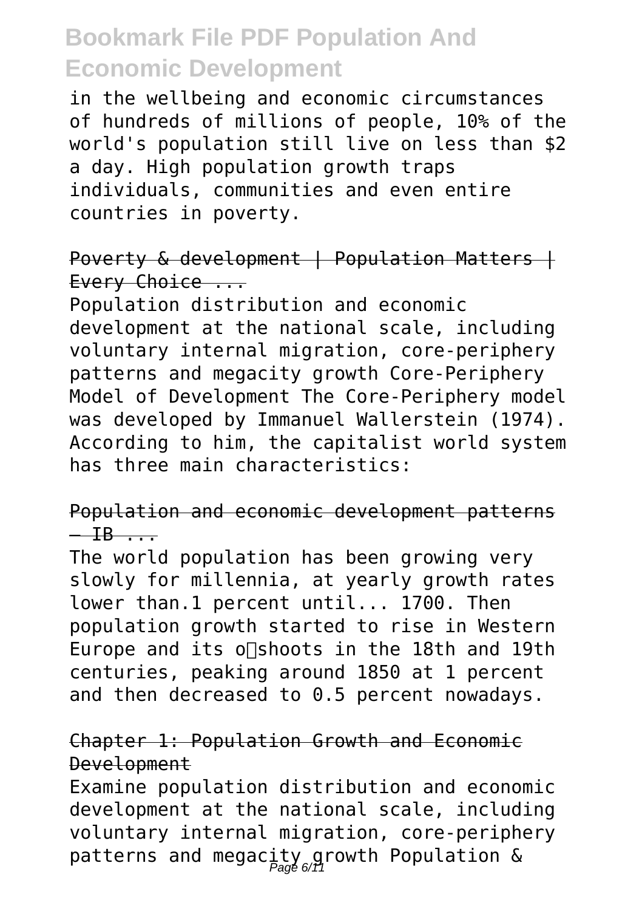in the wellbeing and economic circumstances of hundreds of millions of people, 10% of the world's population still live on less than $2 a day. High population growth traps individuals, communities and even entire countries in poverty.

Poverty & development | Population Matters | Every Choice ...

Population distribution and economic development at the national scale, including voluntary internal migration, core-periphery patterns and megacity growth Core-Periphery Model of Development The Core-Periphery model was developed by Immanuel Wallerstein (1974). According to him, the capitalist world system has three main characteristics:

Population and economic development patterns – IB ...

The world population has been growing very slowly for millennia, at yearly growth rates lower than.1 percent until... 1700. Then population growth started to rise in Western Europe and its o shoots in the 18th and 19th centuries, peaking around 1850 at 1 percent and then decreased to 0.5 percent nowadays.

Chapter 1: Population Growth and Economic Development

Examine population distribution and economic development at the national scale, including voluntary internal migration, core-periphery patterns and megacity growth Population &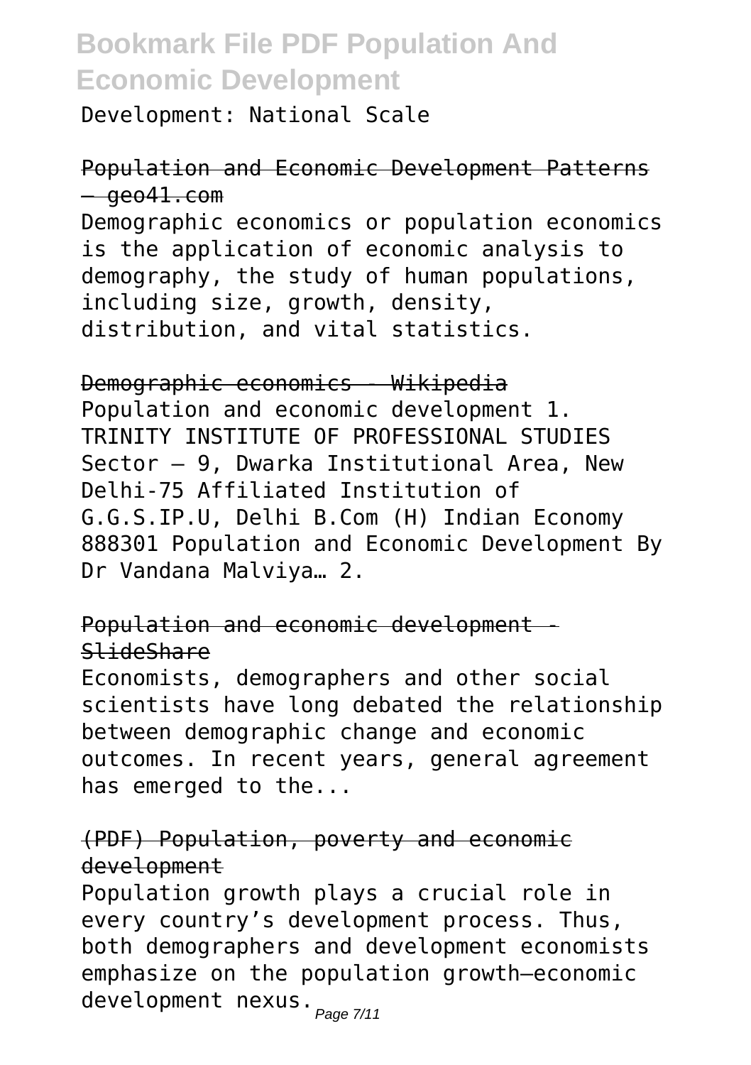Development: National Scale

Population and Economic Development Patterns – geo41.com

Demographic economics or population economics is the application of economic analysis to demography, the study of human populations, including size, growth, density, distribution, and vital statistics.

Demographic economics - Wikipedia

Population and economic development 1. TRINITY INSTITUTE OF PROFESSIONAL STUDIES Sector – 9, Dwarka Institutional Area, New Delhi-75 Affiliated Institution of G.G.S.IP.U, Delhi B.Com (H) Indian Economy 888301 Population and Economic Development By Dr Vandana Malviya… 2.

Population and economic development - SlideShare

Economists, demographers and other social scientists have long debated the relationship between demographic change and economic outcomes. In recent years, general agreement has emerged to the...

(PDF) Population, poverty and economic development

Population growth plays a crucial role in every country's development process. Thus, both demographers and development economists emphasize on the population growth–economic development nexus.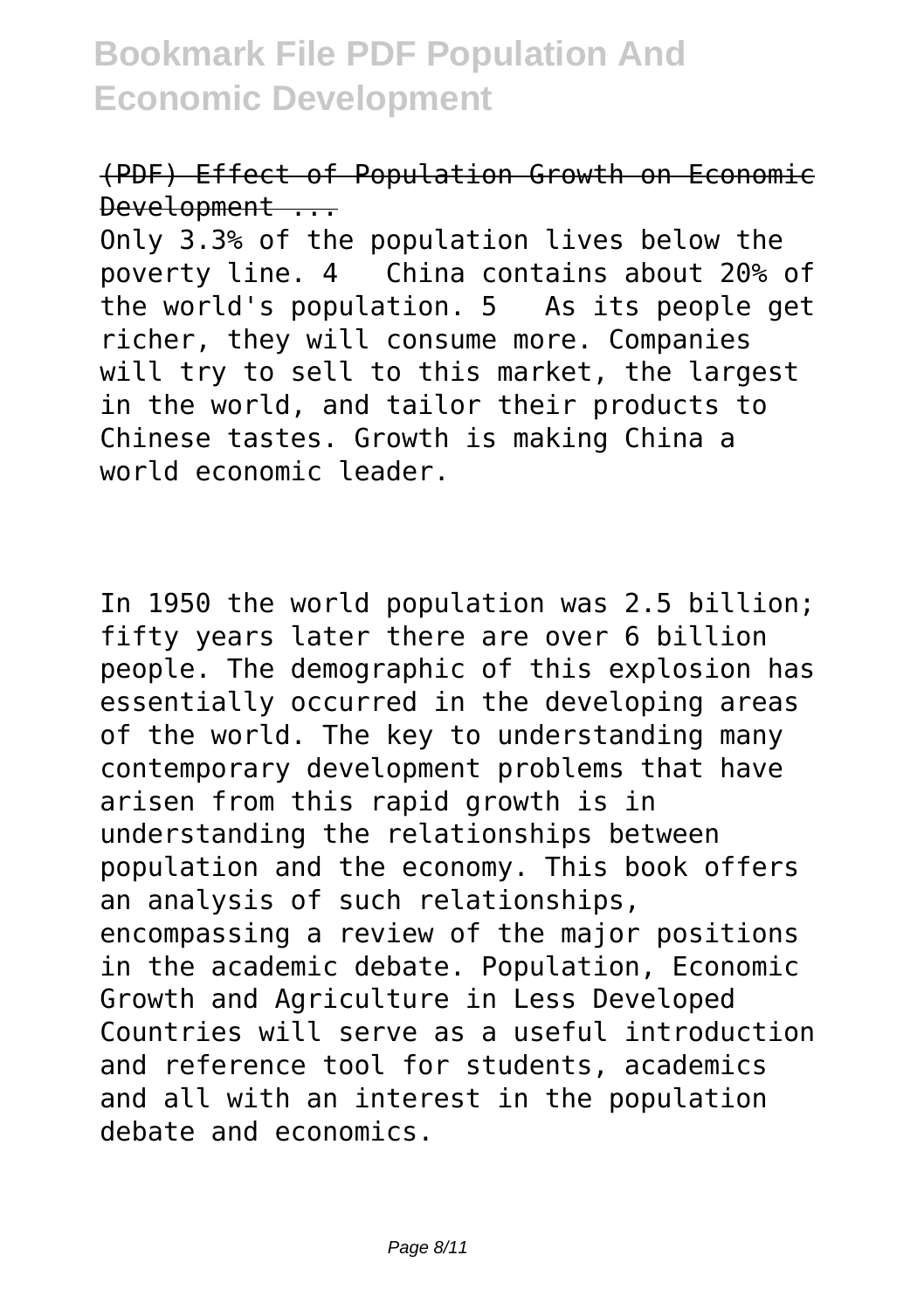(PDF) Effect of Population Growth on Economic Development ...

Only 3.3% of the population lives below the poverty line. 4 China contains about 20% of the world's population. 5 As its people get richer, they will consume more. Companies will try to sell to this market, the largest in the world, and tailor their products to Chinese tastes. Growth is making China a world economic leader.

In 1950 the world population was 2.5 billion; fifty years later there are over 6 billion people. The demographic of this explosion has essentially occurred in the developing areas of the world. The key to understanding many contemporary development problems that have arisen from this rapid growth is in understanding the relationships between population and the economy. This book offers an analysis of such relationships, encompassing a review of the major positions in the academic debate. Population, Economic Growth and Agriculture in Less Developed Countries will serve as a useful introduction and reference tool for students, academics and all with an interest in the population debate and economics.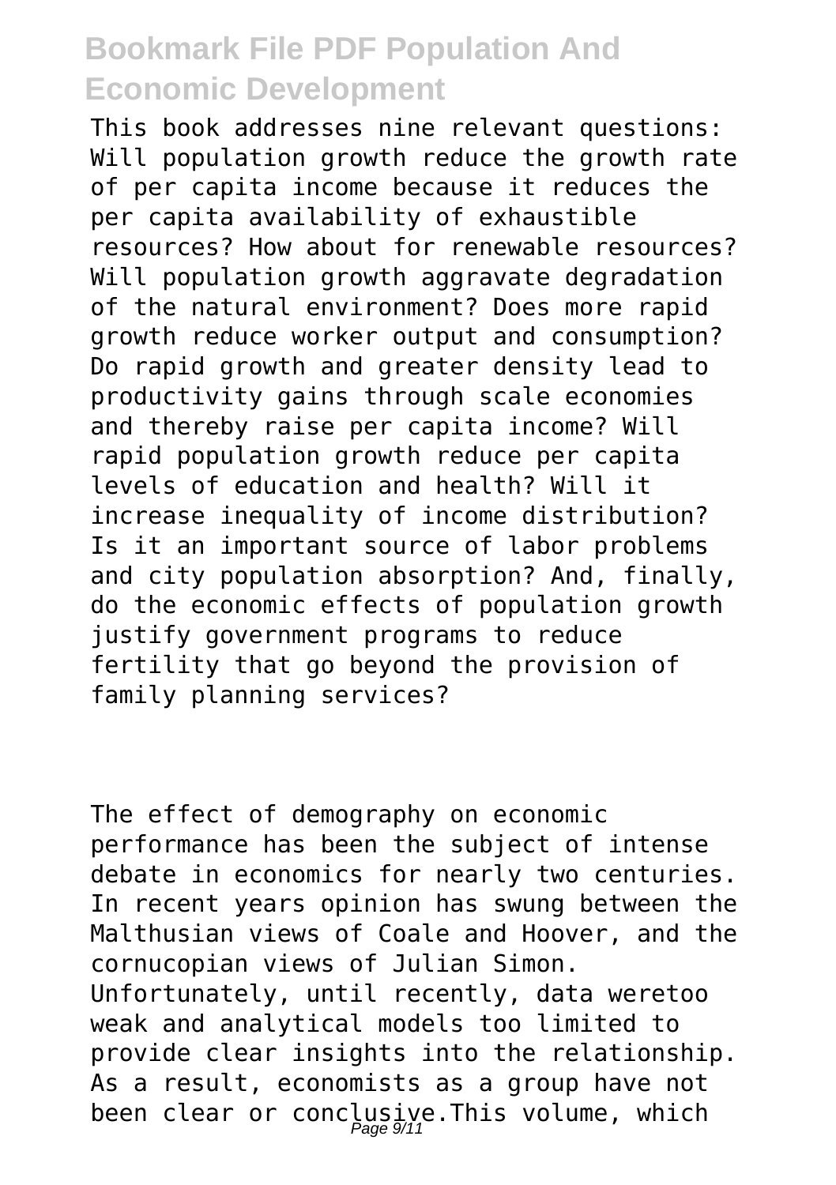This book addresses nine relevant questions: Will population growth reduce the growth rate of per capita income because it reduces the per capita availability of exhaustible resources? How about for renewable resources? Will population growth aggravate degradation of the natural environment? Does more rapid growth reduce worker output and consumption? Do rapid growth and greater density lead to productivity gains through scale economies and thereby raise per capita income? Will rapid population growth reduce per capita levels of education and health? Will it increase inequality of income distribution? Is it an important source of labor problems and city population absorption? And, finally, do the economic effects of population growth justify government programs to reduce fertility that go beyond the provision of family planning services?

The effect of demography on economic performance has been the subject of intense debate in economics for nearly two centuries. In recent years opinion has swung between the Malthusian views of Coale and Hoover, and the cornucopian views of Julian Simon. Unfortunately, until recently, data weretoo weak and analytical models too limited to provide clear insights into the relationship. As a result, economists as a group have not been clear or conclusive.This volume, which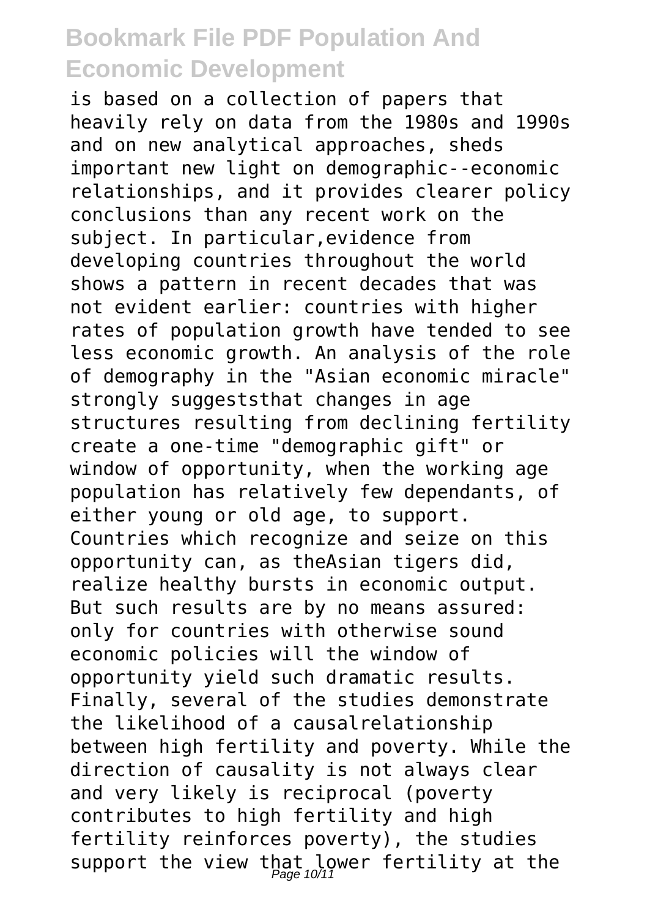is based on a collection of papers that heavily rely on data from the 1980s and 1990s and on new analytical approaches, sheds important new light on demographic--economic relationships, and it provides clearer policy conclusions than any recent work on the subject. In particular,evidence from developing countries throughout the world shows a pattern in recent decades that was not evident earlier: countries with higher rates of population growth have tended to see less economic growth. An analysis of the role of demography in the "Asian economic miracle" strongly suggeststhat changes in age structures resulting from declining fertility create a one-time "demographic gift" or window of opportunity, when the working age population has relatively few dependants, of either young or old age, to support. Countries which recognize and seize on this opportunity can, as theAsian tigers did, realize healthy bursts in economic output. But such results are by no means assured: only for countries with otherwise sound economic policies will the window of opportunity yield such dramatic results. Finally, several of the studies demonstrate the likelihood of a causalrelationship between high fertility and poverty. While the direction of causality is not always clear and very likely is reciprocal (poverty contributes to high fertility and high fertility reinforces poverty), the studies support the view that lower fertility at the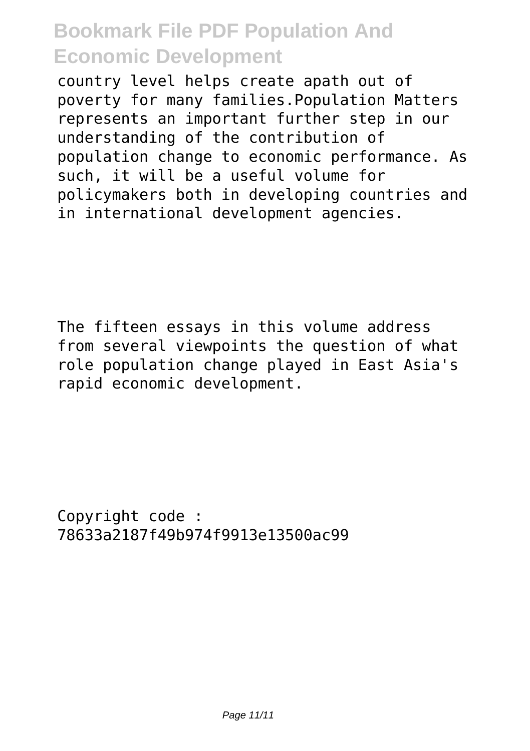country level helps create apath out of poverty for many families.Population Matters represents an important further step in our understanding of the contribution of population change to economic performance. As such, it will be a useful volume for policymakers both in developing countries and in international development agencies.

The fifteen essays in this volume address from several viewpoints the question of what role population change played in East Asia's rapid economic development.

Copyright code : 78633a2187f49b974f9913e13500ac99